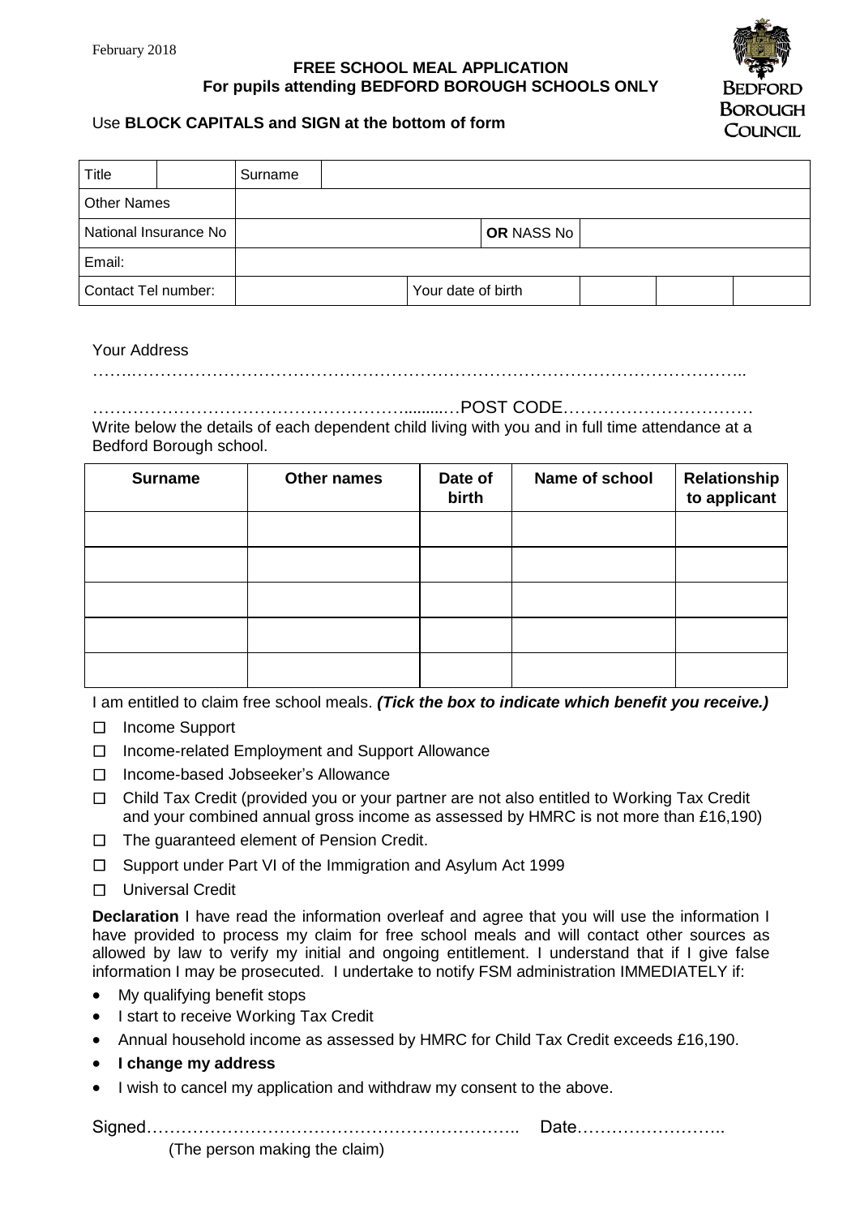February 2018

**FREE SCHOOL MEAL APPLICATION**
**For pupils attending BEDFORD BOROUGH SCHOOLS ONLY**

Bedford Borough Council

Use **BLOCK CAPITALS and SIGN at the bottom of form**

| Title | | Surname | | | | | |
|---|---|---|---|---|---|---|---|
| Other Names | | | | | | | |
| National Insurance No | | | | **OR** NASS No | | | |
| Email: | | | | | | | |
| Contact Tel number: | | | Your date of birth | | | | |

Your Address

……………………………………………………………………………………………………..

……………………………………………………POST CODE……………………………

Write below the details of each dependent child living with you and in full time attendance at a Bedford Borough school.

| Surname | Other names | Date of birth | Name of school | Relationship to applicant |
|---|---|---|---|---|
| | | | | |
| | | | | |
| | | | | |
| | | | | |
| | | | | |

I am entitled to claim free school meals. ***(Tick the box to indicate which benefit you receive.)***

- ☐ Income Support
- ☐ Income-related Employment and Support Allowance
- ☐ Income-based Jobseeker's Allowance
- ☐ Child Tax Credit (provided you or your partner are not also entitled to Working Tax Credit and your combined annual gross income as assessed by HMRC is not more than £16,190)
- ☐ The guaranteed element of Pension Credit.
- ☐ Support under Part VI of the Immigration and Asylum Act 1999
- ☐ Universal Credit

**Declaration** I have read the information overleaf and agree that you will use the information I have provided to process my claim for free school meals and will contact other sources as allowed by law to verify my initial and ongoing entitlement. I understand that if I give false information I may be prosecuted. I undertake to notify FSM administration IMMEDIATELY if:

- My qualifying benefit stops
- I start to receive Working Tax Credit
- Annual household income as assessed by HMRC for Child Tax Credit exceeds £16,190.
- **I change my address**
- I wish to cancel my application and withdraw my consent to the above.

Signed……………………………………………………….. Date……………………..

(The person making the claim)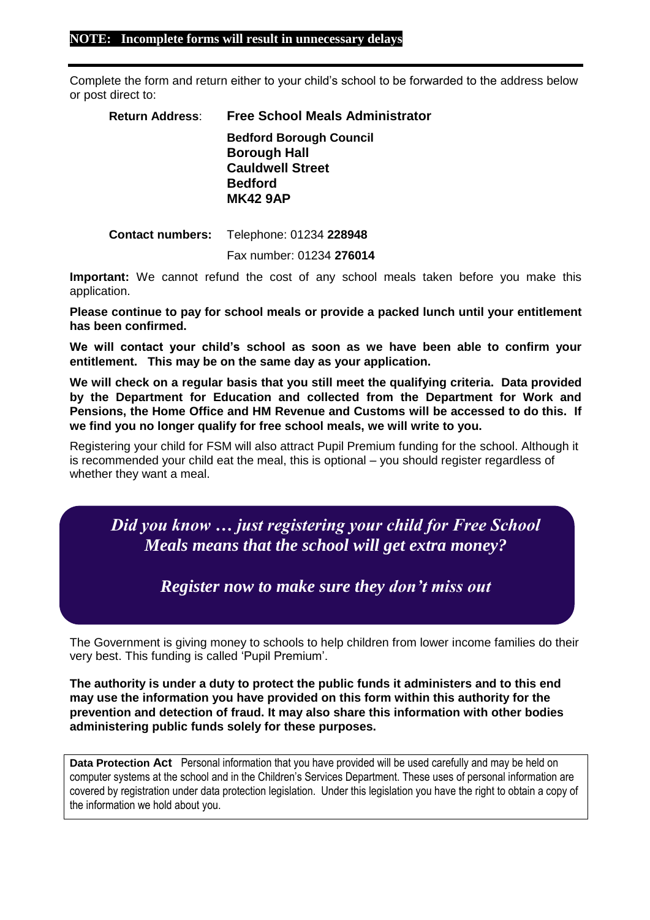**NOTE: Incomplete forms will result in unnecessary delays**

---

Complete the form and return either to your child's school to be forwarded to the address below or post direct to:

**Return Address**: **Free School Meals Administrator**

**Bedford Borough Council**
**Borough Hall**
**Cauldwell Street**
**Bedford**
**MK42 9AP**

**Contact numbers:** Telephone: 01234 **228948**

Fax number: 01234 **276014**

**Important:** We cannot refund the cost of any school meals taken before you make this application.

**Please continue to pay for school meals or provide a packed lunch until your entitlement has been confirmed.**

**We will contact your child's school as soon as we have been able to confirm your entitlement. This may be on the same day as your application.**

**We will check on a regular basis that you still meet the qualifying criteria. Data provided by the Department for Education and collected from the Department for Work and Pensions, the Home Office and HM Revenue and Customs will be accessed to do this. If we find you no longer qualify for free school meals, we will write to you.**

Registering your child for FSM will also attract Pupil Premium funding for the school. Although it is recommended your child eat the meal, this is optional – you should register regardless of whether they want a meal.

***Did you know … just registering your child for Free School Meals means that the school will get extra money?***

***Register now to make sure they don't miss out***

The Government is giving money to schools to help children from lower income families do their very best. This funding is called 'Pupil Premium'.

**The authority is under a duty to protect the public funds it administers and to this end may use the information you have provided on this form within this authority for the prevention and detection of fraud. It may also share this information with other bodies administering public funds solely for these purposes.**

**Data Protection Act** Personal information that you have provided will be used carefully and may be held on computer systems at the school and in the Children's Services Department. These uses of personal information are covered by registration under data protection legislation. Under this legislation you have the right to obtain a copy of the information we hold about you.